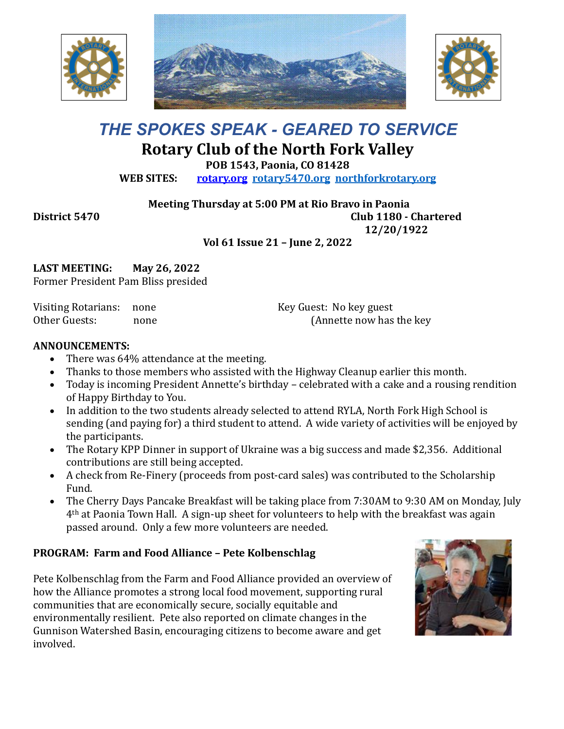# *THE SPOKES SPEAK - GEARED TO SERVICE*

## Rotary Club of the North Fork Valley

**POB 1543, Paonia, CO 81428**

**WEB SITES:** **rotary.org** **rotary5470.org** **northforkrotary.org**

**Meeting Thursday at 5:00 PM at Rio Bravo in Paonia**

**District 5470** **Club 1180 - Chartered 12/20/1922**

**Vol 61 Issue 21 – June 2, 2022**

**LAST MEETING: May 26, 2022**

Former President Pam Bliss presided

Visiting Rotarians: none

Other Guests: none

Key Guest: No key guest (Annette now has the key

**ANNOUNCEMENTS:**

- There was 64% attendance at the meeting.
- Thanks to those members who assisted with the Highway Cleanup earlier this month.
- Today is incoming President Annette's birthday – celebrated with a cake and a rousing rendition of Happy Birthday to You.
- In addition to the two students already selected to attend RYLA, North Fork High School is sending (and paying for) a third student to attend. A wide variety of activities will be enjoyed by the participants.
- The Rotary KPP Dinner in support of Ukraine was a big success and made $2,356. Additional contributions are still being accepted.
- A check from Re-Finery (proceeds from post-card sales) was contributed to the Scholarship Fund.
- The Cherry Days Pancake Breakfast will be taking place from 7:30AM to 9:30 AM on Monday, July 4th at Paonia Town Hall. A sign-up sheet for volunteers to help with the breakfast was again passed around. Only a few more volunteers are needed.

**PROGRAM: Farm and Food Alliance – Pete Kolbenschlag**

Pete Kolbenschlag from the Farm and Food Alliance provided an overview of how the Alliance promotes a strong local food movement, supporting rural communities that are economically secure, socially equitable and environmentally resilient. Pete also reported on climate changes in the Gunnison Watershed Basin, encouraging citizens to become aware and get involved.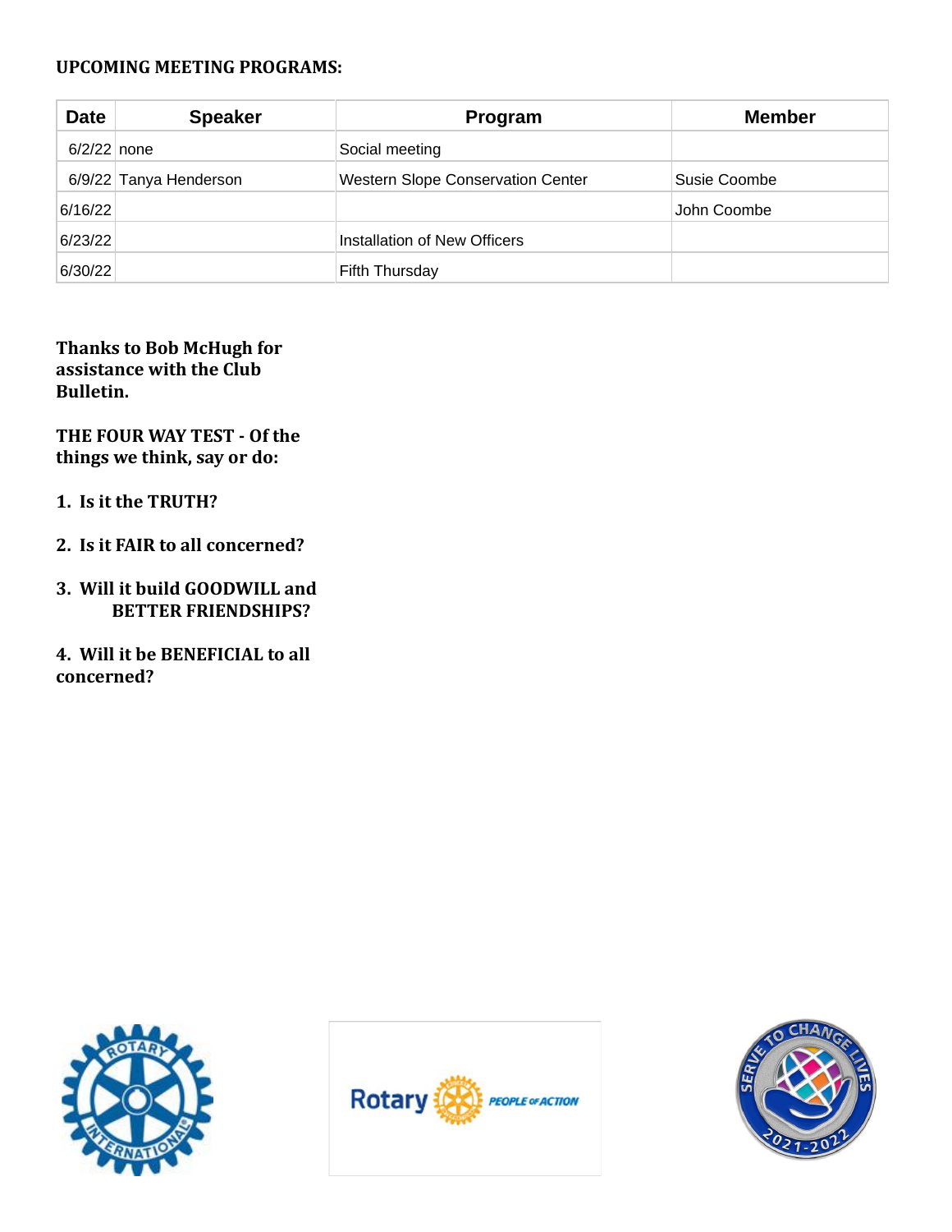**UPCOMING MEETING PROGRAMS:**

| Date | Speaker | Program | Member |
|---|---|---|---|
| 6/2/22 | none | Social meeting | |
| 6/9/22 | Tanya Henderson | Western Slope Conservation Center | Susie Coombe |
| 6/16/22 | | | John Coombe |
| 6/23/22 | | Installation of New Officers | |
| 6/30/22 | | Fifth Thursday | |

**Thanks to Bob McHugh for assistance with the Club Bulletin.**

**THE FOUR WAY TEST - Of the things we think, say or do:**

1. **Is it the TRUTH?**
2. **Is it FAIR to all concerned?**
3. **Will it build GOODWILL and BETTER FRIENDSHIPS?**
4. **Will it be BENEFICIAL to all concerned?**